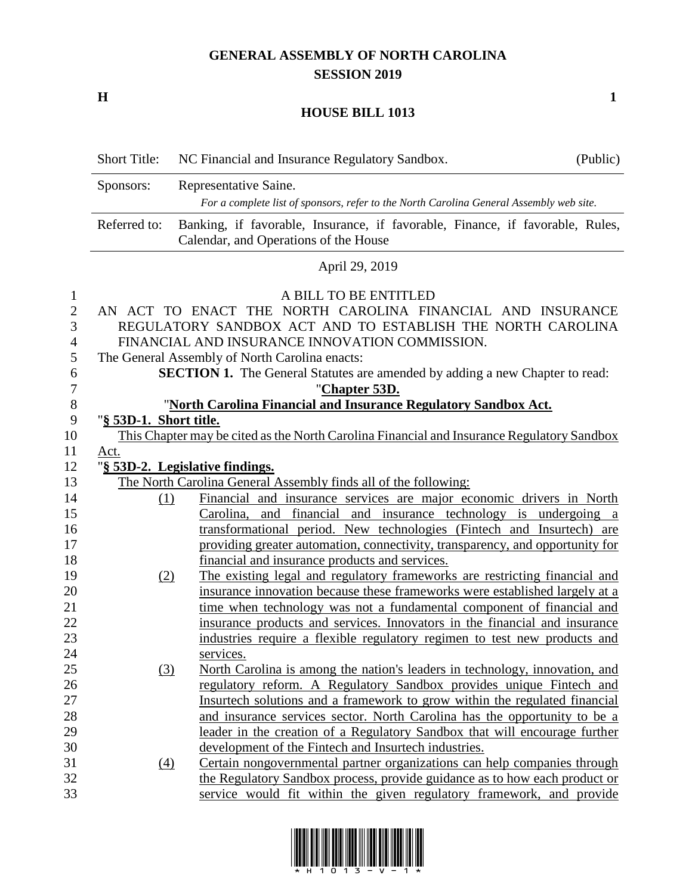# GENERAL ASSEMBLY OF NORTH CAROLINA
## SESSION 2019

**H** **1**

## HOUSE BILL 1013

| Short Title: | NC Financial and Insurance Regulatory Sandbox. | (Public) |
|---|---|---|
| Sponsors: | Representative Saine. *For a complete list of sponsors, refer to the North Carolina General Assembly web site.* | |
| Referred to: | Banking, if favorable, Insurance, if favorable, Finance, if favorable, Rules, Calendar, and Operations of the House | |

April 29, 2019

A BILL TO BE ENTITLED

AN ACT TO ENACT THE NORTH CAROLINA FINANCIAL AND INSURANCE REGULATORY SANDBOX ACT AND TO ESTABLISH THE NORTH CAROLINA FINANCIAL AND INSURANCE INNOVATION COMMISSION.

The General Assembly of North Carolina enacts:

**SECTION 1.** The General Statutes are amended by adding a new Chapter to read:

"**Chapter 53D.**

"**North Carolina Financial and Insurance Regulatory Sandbox Act.**

"**§ 53D-1. Short title.**

This Chapter may be cited as the North Carolina Financial and Insurance Regulatory Sandbox Act.

"**§ 53D-2. Legislative findings.**

The North Carolina General Assembly finds all of the following:

(1) Financial and insurance services are major economic drivers in North Carolina, and financial and insurance technology is undergoing a transformational period. New technologies (Fintech and Insurtech) are providing greater automation, connectivity, transparency, and opportunity for financial and insurance products and services.

(2) The existing legal and regulatory frameworks are restricting financial and insurance innovation because these frameworks were established largely at a time when technology was not a fundamental component of financial and insurance products and services. Innovators in the financial and insurance industries require a flexible regulatory regimen to test new products and services.

(3) North Carolina is among the nation's leaders in technology, innovation, and regulatory reform. A Regulatory Sandbox provides unique Fintech and Insurtech solutions and a framework to grow within the regulated financial and insurance services sector. North Carolina has the opportunity to be a leader in the creation of a Regulatory Sandbox that will encourage further development of the Fintech and Insurtech industries.

(4) Certain nongovernmental partner organizations can help companies through the Regulatory Sandbox process, provide guidance as to how each product or service would fit within the given regulatory framework, and provide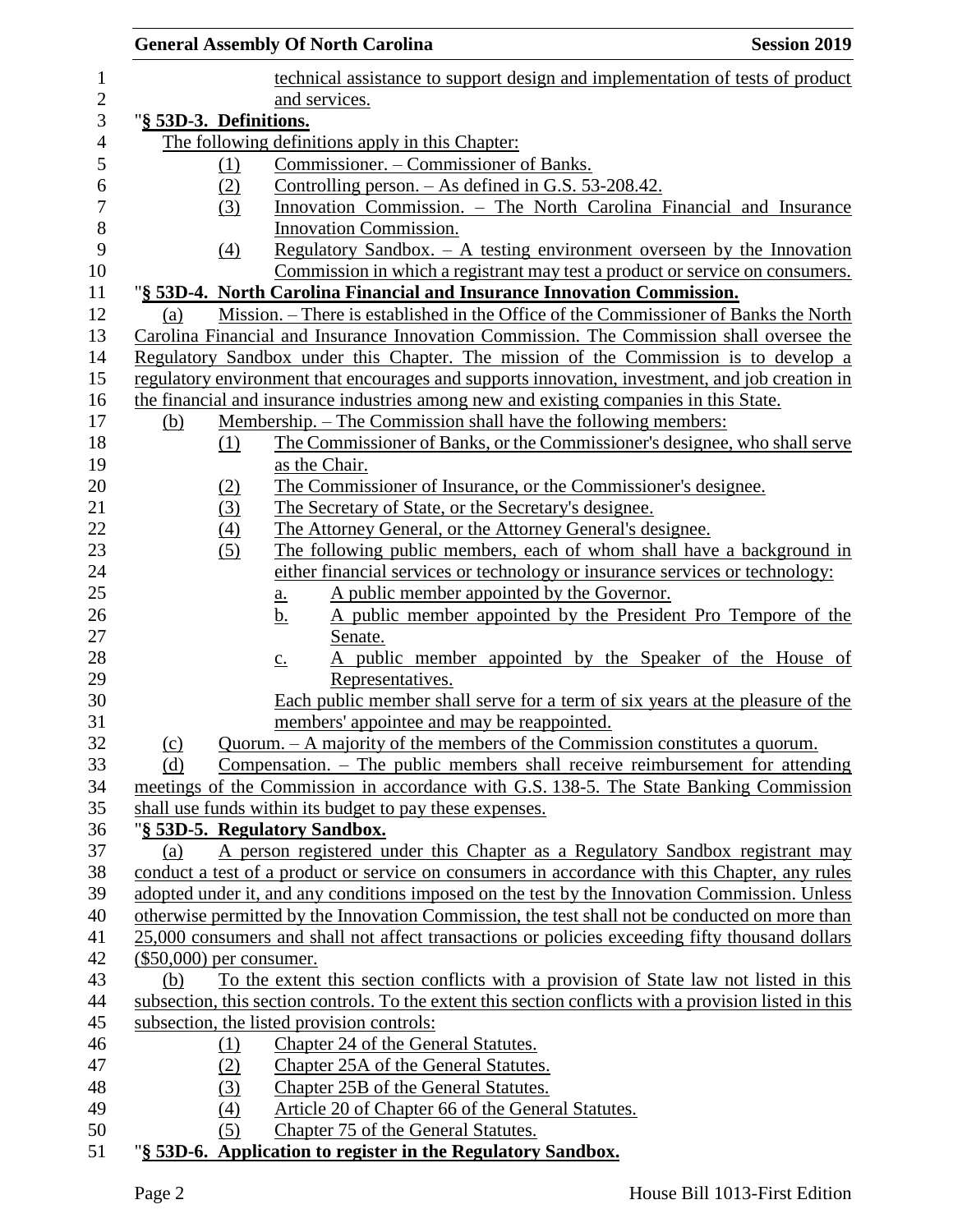technical assistance to support design and implementation of tests of product and services.

"**§ 53D-3. Definitions.**

The following definitions apply in this Chapter:

(1) Commissioner. – Commissioner of Banks.

(2) Controlling person. – As defined in G.S. 53-208.42.

(3) Innovation Commission. – The North Carolina Financial and Insurance Innovation Commission.

(4) Regulatory Sandbox. – A testing environment overseen by the Innovation Commission in which a registrant may test a product or service on consumers.

"**§ 53D-4. North Carolina Financial and Insurance Innovation Commission.**

(a) Mission. – There is established in the Office of the Commissioner of Banks the North Carolina Financial and Insurance Innovation Commission. The Commission shall oversee the Regulatory Sandbox under this Chapter. The mission of the Commission is to develop a regulatory environment that encourages and supports innovation, investment, and job creation in the financial and insurance industries among new and existing companies in this State.

(b) Membership. – The Commission shall have the following members:

(1) The Commissioner of Banks, or the Commissioner's designee, who shall serve as the Chair.

(2) The Commissioner of Insurance, or the Commissioner's designee.

(3) The Secretary of State, or the Secretary's designee.

(4) The Attorney General, or the Attorney General's designee.

(5) The following public members, each of whom shall have a background in either financial services or technology or insurance services or technology:

a. A public member appointed by the Governor.

b. A public member appointed by the President Pro Tempore of the Senate.

c. A public member appointed by the Speaker of the House of Representatives.

Each public member shall serve for a term of six years at the pleasure of the members' appointee and may be reappointed.

(c) Quorum. – A majority of the members of the Commission constitutes a quorum.

(d) Compensation. – The public members shall receive reimbursement for attending meetings of the Commission in accordance with G.S. 138-5. The State Banking Commission shall use funds within its budget to pay these expenses.

"**§ 53D-5. Regulatory Sandbox.**

(a) A person registered under this Chapter as a Regulatory Sandbox registrant may conduct a test of a product or service on consumers in accordance with this Chapter, any rules adopted under it, and any conditions imposed on the test by the Innovation Commission. Unless otherwise permitted by the Innovation Commission, the test shall not be conducted on more than 25,000 consumers and shall not affect transactions or policies exceeding fifty thousand dollars ($50,000) per consumer.

(b) To the extent this section conflicts with a provision of State law not listed in this subsection, this section controls. To the extent this section conflicts with a provision listed in this subsection, the listed provision controls:

(1) Chapter 24 of the General Statutes.

(2) Chapter 25A of the General Statutes.

(3) Chapter 25B of the General Statutes.

(4) Article 20 of Chapter 66 of the General Statutes.

(5) Chapter 75 of the General Statutes.

"**§ 53D-6. Application to register in the Regulatory Sandbox.**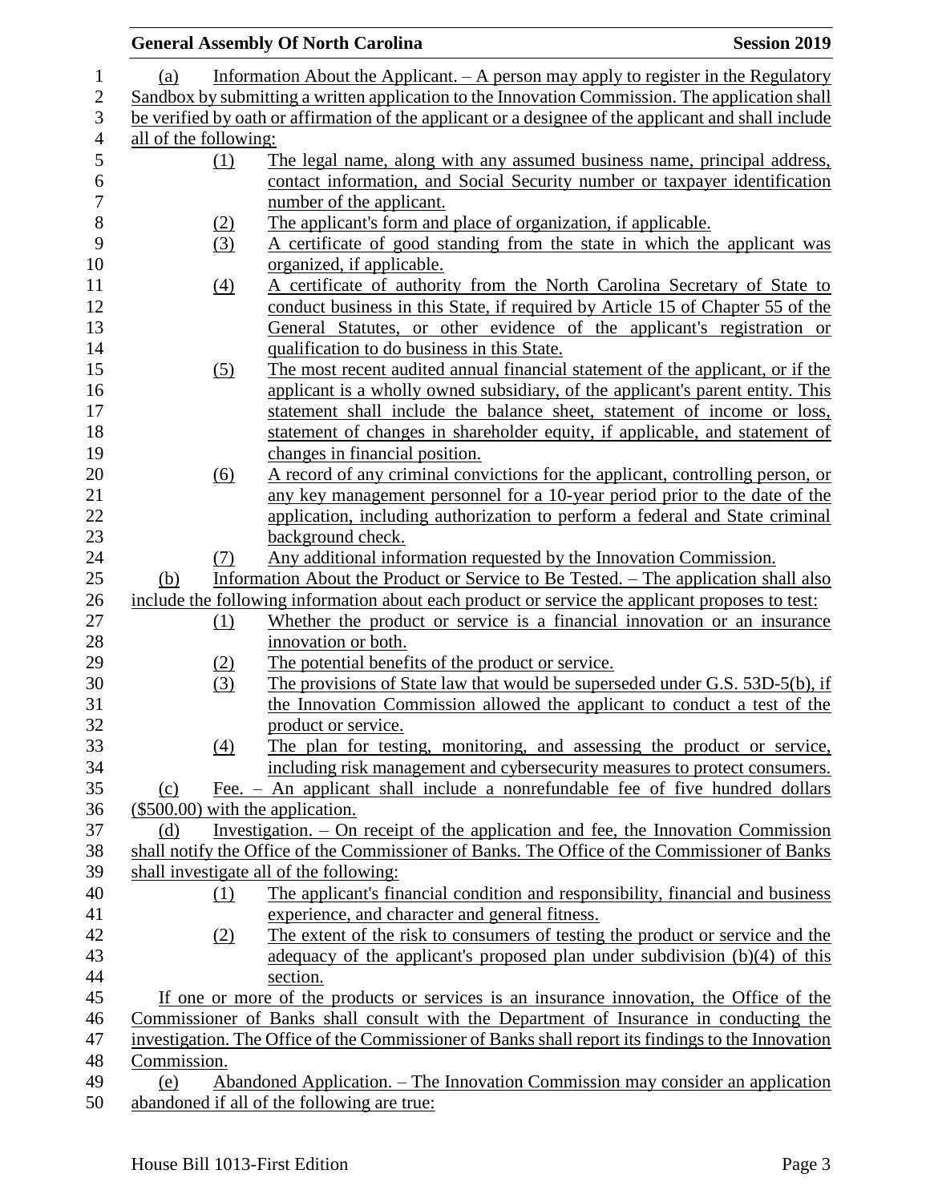(a) Information About the Applicant. – A person may apply to register in the Regulatory Sandbox by submitting a written application to the Innovation Commission. The application shall be verified by oath or affirmation of the applicant or a designee of the applicant and shall include all of the following:

(1) The legal name, along with any assumed business name, principal address, contact information, and Social Security number or taxpayer identification number of the applicant.

(2) The applicant's form and place of organization, if applicable.

(3) A certificate of good standing from the state in which the applicant was organized, if applicable.

(4) A certificate of authority from the North Carolina Secretary of State to conduct business in this State, if required by Article 15 of Chapter 55 of the General Statutes, or other evidence of the applicant's registration or qualification to do business in this State.

(5) The most recent audited annual financial statement of the applicant, or if the applicant is a wholly owned subsidiary, of the applicant's parent entity. This statement shall include the balance sheet, statement of income or loss, statement of changes in shareholder equity, if applicable, and statement of changes in financial position.

(6) A record of any criminal convictions for the applicant, controlling person, or any key management personnel for a 10-year period prior to the date of the application, including authorization to perform a federal and State criminal background check.

(7) Any additional information requested by the Innovation Commission.

(b) Information About the Product or Service to Be Tested. – The application shall also include the following information about each product or service the applicant proposes to test:

(1) Whether the product or service is a financial innovation or an insurance innovation or both.

(2) The potential benefits of the product or service.

(3) The provisions of State law that would be superseded under G.S. 53D-5(b), if the Innovation Commission allowed the applicant to conduct a test of the product or service.

(4) The plan for testing, monitoring, and assessing the product or service, including risk management and cybersecurity measures to protect consumers.

(c) Fee. – An applicant shall include a nonrefundable fee of five hundred dollars ($500.00) with the application.

(d) Investigation. – On receipt of the application and fee, the Innovation Commission shall notify the Office of the Commissioner of Banks. The Office of the Commissioner of Banks shall investigate all of the following:

(1) The applicant's financial condition and responsibility, financial and business experience, and character and general fitness.

(2) The extent of the risk to consumers of testing the product or service and the adequacy of the applicant's proposed plan under subdivision (b)(4) of this section.

If one or more of the products or services is an insurance innovation, the Office of the Commissioner of Banks shall consult with the Department of Insurance in conducting the investigation. The Office of the Commissioner of Banks shall report its findings to the Innovation Commission.

(e) Abandoned Application. – The Innovation Commission may consider an application abandoned if all of the following are true: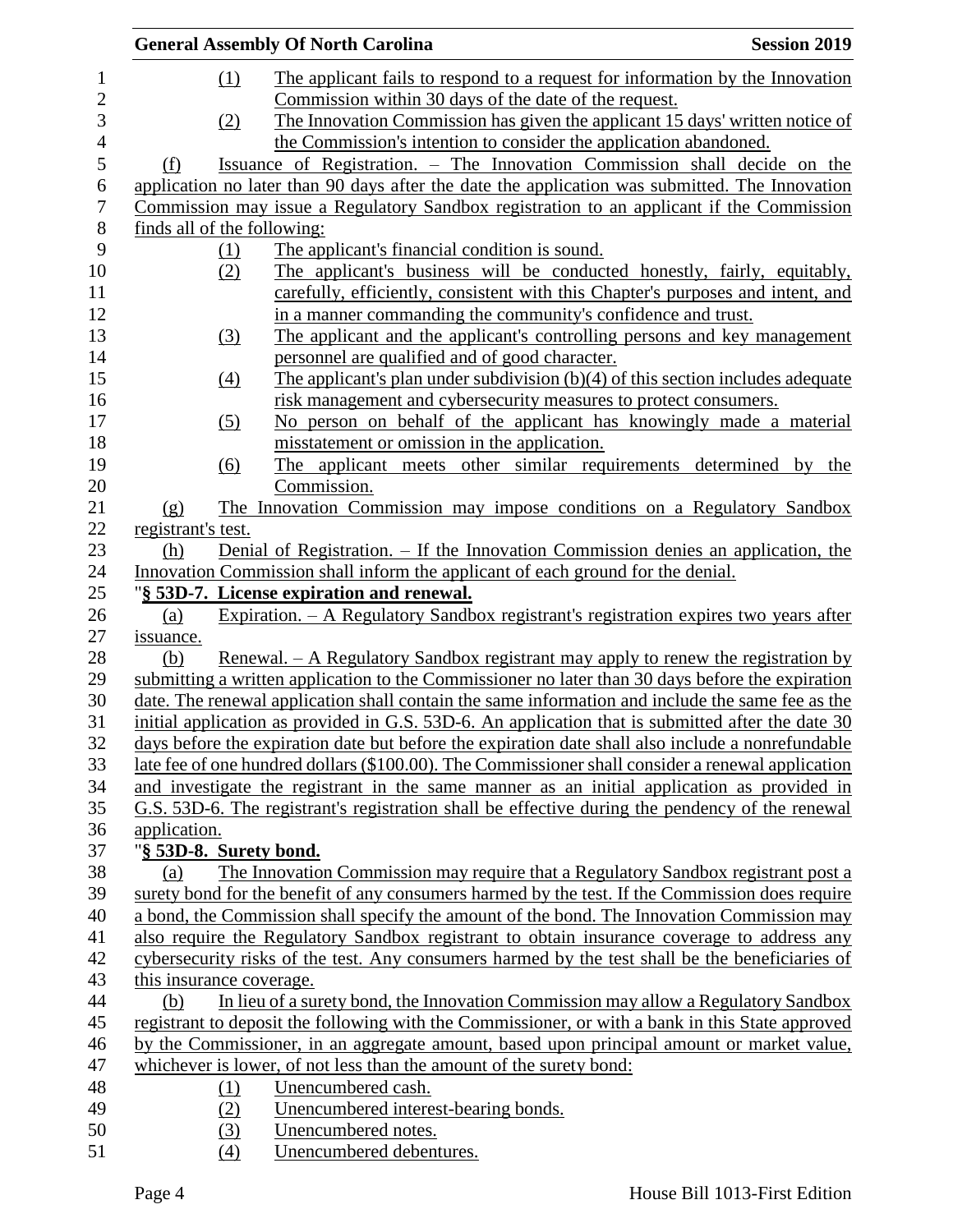(1) The applicant fails to respond to a request for information by the Innovation Commission within 30 days of the date of the request.

(2) The Innovation Commission has given the applicant 15 days' written notice of the Commission's intention to consider the application abandoned.

(f) Issuance of Registration. – The Innovation Commission shall decide on the application no later than 90 days after the date the application was submitted. The Innovation Commission may issue a Regulatory Sandbox registration to an applicant if the Commission finds all of the following:

(1) The applicant's financial condition is sound.

(2) The applicant's business will be conducted honestly, fairly, equitably, carefully, efficiently, consistent with this Chapter's purposes and intent, and in a manner commanding the community's confidence and trust.

(3) The applicant and the applicant's controlling persons and key management personnel are qualified and of good character.

(4) The applicant's plan under subdivision (b)(4) of this section includes adequate risk management and cybersecurity measures to protect consumers.

(5) No person on behalf of the applicant has knowingly made a material misstatement or omission in the application.

(6) The applicant meets other similar requirements determined by the Commission.

(g) The Innovation Commission may impose conditions on a Regulatory Sandbox registrant's test.

(h) Denial of Registration. – If the Innovation Commission denies an application, the Innovation Commission shall inform the applicant of each ground for the denial.

"**§ 53D-7. License expiration and renewal.**

(a) Expiration. – A Regulatory Sandbox registrant's registration expires two years after issuance.

(b) Renewal. – A Regulatory Sandbox registrant may apply to renew the registration by submitting a written application to the Commissioner no later than 30 days before the expiration date. The renewal application shall contain the same information and include the same fee as the initial application as provided in G.S. 53D-6. An application that is submitted after the date 30 days before the expiration date but before the expiration date shall also include a nonrefundable late fee of one hundred dollars ($100.00). The Commissioner shall consider a renewal application and investigate the registrant in the same manner as an initial application as provided in G.S. 53D-6. The registrant's registration shall be effective during the pendency of the renewal application.

"**§ 53D-8. Surety bond.**

(a) The Innovation Commission may require that a Regulatory Sandbox registrant post a surety bond for the benefit of any consumers harmed by the test. If the Commission does require a bond, the Commission shall specify the amount of the bond. The Innovation Commission may also require the Regulatory Sandbox registrant to obtain insurance coverage to address any cybersecurity risks of the test. Any consumers harmed by the test shall be the beneficiaries of this insurance coverage.

(b) In lieu of a surety bond, the Innovation Commission may allow a Regulatory Sandbox registrant to deposit the following with the Commissioner, or with a bank in this State approved by the Commissioner, in an aggregate amount, based upon principal amount or market value, whichever is lower, of not less than the amount of the surety bond:

(1) Unencumbered cash.

(2) Unencumbered interest-bearing bonds.

(3) Unencumbered notes.

(4) Unencumbered debentures.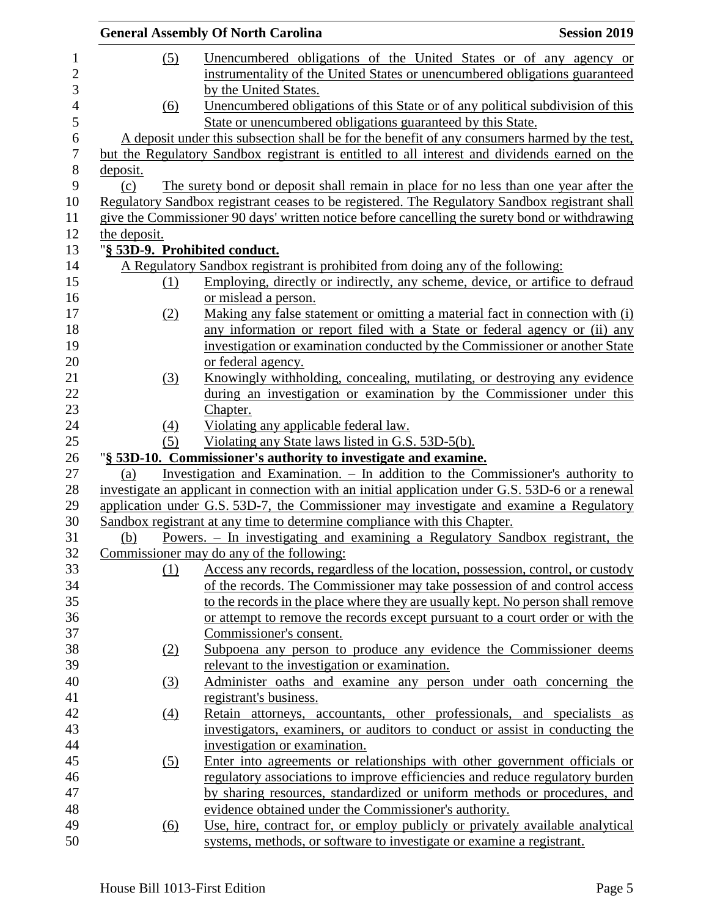(5) Unencumbered obligations of the United States or of any agency or instrumentality of the United States or unencumbered obligations guaranteed by the United States.

(6) Unencumbered obligations of this State or of any political subdivision of this State or unencumbered obligations guaranteed by this State.

A deposit under this subsection shall be for the benefit of any consumers harmed by the test, but the Regulatory Sandbox registrant is entitled to all interest and dividends earned on the deposit.

(c) The surety bond or deposit shall remain in place for no less than one year after the Regulatory Sandbox registrant ceases to be registered. The Regulatory Sandbox registrant shall give the Commissioner 90 days' written notice before cancelling the surety bond or withdrawing the deposit.

"**§ 53D-9. Prohibited conduct.**

A Regulatory Sandbox registrant is prohibited from doing any of the following:

(1) Employing, directly or indirectly, any scheme, device, or artifice to defraud or mislead a person.

(2) Making any false statement or omitting a material fact in connection with (i) any information or report filed with a State or federal agency or (ii) any investigation or examination conducted by the Commissioner or another State or federal agency.

(3) Knowingly withholding, concealing, mutilating, or destroying any evidence during an investigation or examination by the Commissioner under this Chapter.

(4) Violating any applicable federal law.

(5) Violating any State laws listed in G.S. 53D-5(b).

"**§ 53D-10. Commissioner's authority to investigate and examine.**

(a) Investigation and Examination. – In addition to the Commissioner's authority to investigate an applicant in connection with an initial application under G.S. 53D-6 or a renewal application under G.S. 53D-7, the Commissioner may investigate and examine a Regulatory Sandbox registrant at any time to determine compliance with this Chapter.

(b) Powers. – In investigating and examining a Regulatory Sandbox registrant, the Commissioner may do any of the following:

(1) Access any records, regardless of the location, possession, control, or custody of the records. The Commissioner may take possession of and control access to the records in the place where they are usually kept. No person shall remove or attempt to remove the records except pursuant to a court order or with the Commissioner's consent.

(2) Subpoena any person to produce any evidence the Commissioner deems relevant to the investigation or examination.

(3) Administer oaths and examine any person under oath concerning the registrant's business.

(4) Retain attorneys, accountants, other professionals, and specialists as investigators, examiners, or auditors to conduct or assist in conducting the investigation or examination.

(5) Enter into agreements or relationships with other government officials or regulatory associations to improve efficiencies and reduce regulatory burden by sharing resources, standardized or uniform methods or procedures, and evidence obtained under the Commissioner's authority.

(6) Use, hire, contract for, or employ publicly or privately available analytical systems, methods, or software to investigate or examine a registrant.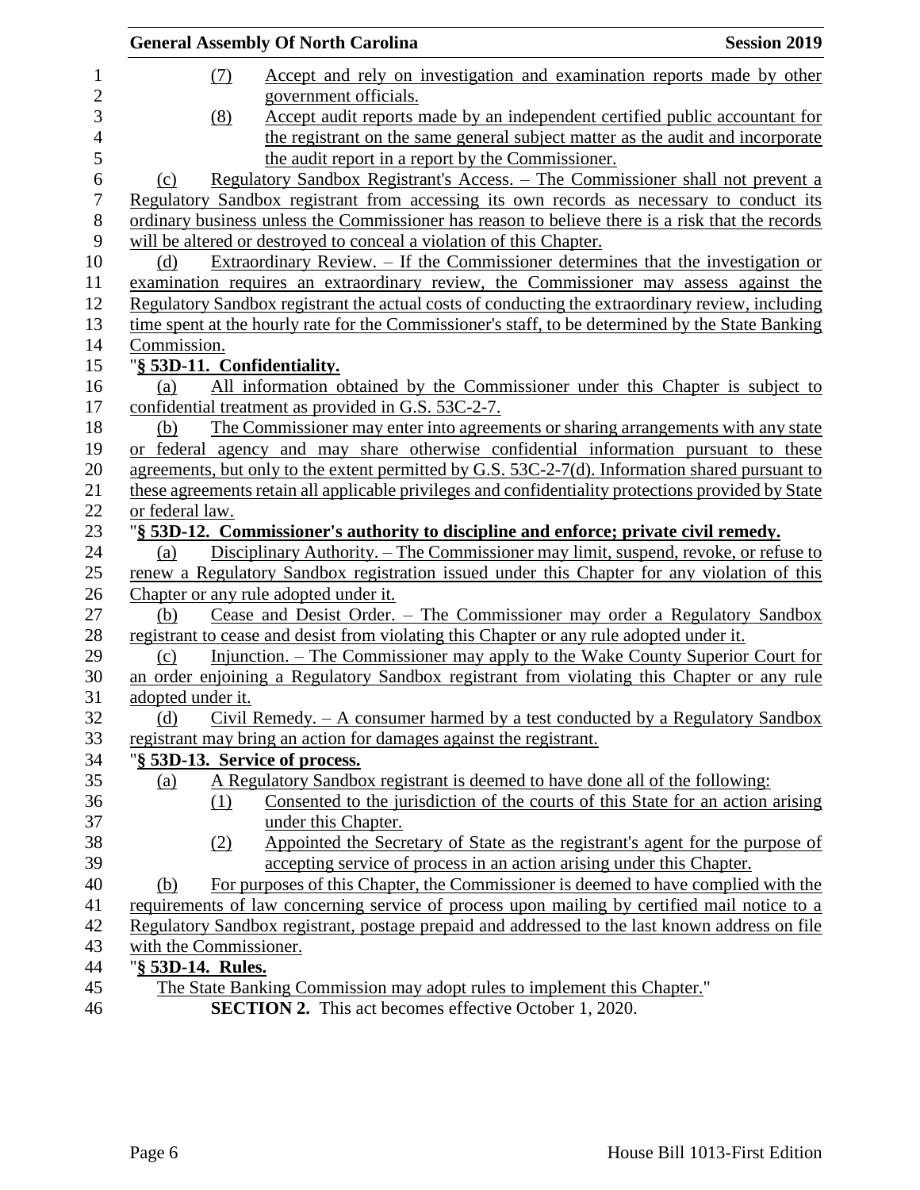(7) Accept and rely on investigation and examination reports made by other government officials.

(8) Accept audit reports made by an independent certified public accountant for the registrant on the same general subject matter as the audit and incorporate the audit report in a report by the Commissioner.

(c) Regulatory Sandbox Registrant's Access. – The Commissioner shall not prevent a Regulatory Sandbox registrant from accessing its own records as necessary to conduct its ordinary business unless the Commissioner has reason to believe there is a risk that the records will be altered or destroyed to conceal a violation of this Chapter.

(d) Extraordinary Review. – If the Commissioner determines that the investigation or examination requires an extraordinary review, the Commissioner may assess against the Regulatory Sandbox registrant the actual costs of conducting the extraordinary review, including time spent at the hourly rate for the Commissioner's staff, to be determined by the State Banking Commission.

"**§ 53D-11. Confidentiality.**

(a) All information obtained by the Commissioner under this Chapter is subject to confidential treatment as provided in G.S. 53C-2-7.

(b) The Commissioner may enter into agreements or sharing arrangements with any state or federal agency and may share otherwise confidential information pursuant to these agreements, but only to the extent permitted by G.S. 53C-2-7(d). Information shared pursuant to these agreements retain all applicable privileges and confidentiality protections provided by State or federal law.

"**§ 53D-12. Commissioner's authority to discipline and enforce; private civil remedy.**

(a) Disciplinary Authority. – The Commissioner may limit, suspend, revoke, or refuse to renew a Regulatory Sandbox registration issued under this Chapter for any violation of this Chapter or any rule adopted under it.

(b) Cease and Desist Order. – The Commissioner may order a Regulatory Sandbox registrant to cease and desist from violating this Chapter or any rule adopted under it.

(c) Injunction. – The Commissioner may apply to the Wake County Superior Court for an order enjoining a Regulatory Sandbox registrant from violating this Chapter or any rule adopted under it.

(d) Civil Remedy. – A consumer harmed by a test conducted by a Regulatory Sandbox registrant may bring an action for damages against the registrant.

"**§ 53D-13. Service of process.**

(a) A Regulatory Sandbox registrant is deemed to have done all of the following:

(1) Consented to the jurisdiction of the courts of this State for an action arising under this Chapter.

(2) Appointed the Secretary of State as the registrant's agent for the purpose of accepting service of process in an action arising under this Chapter.

(b) For purposes of this Chapter, the Commissioner is deemed to have complied with the requirements of law concerning service of process upon mailing by certified mail notice to a Regulatory Sandbox registrant, postage prepaid and addressed to the last known address on file with the Commissioner.

"**§ 53D-14. Rules.**

The State Banking Commission may adopt rules to implement this Chapter."

**SECTION 2.** This act becomes effective October 1, 2020.